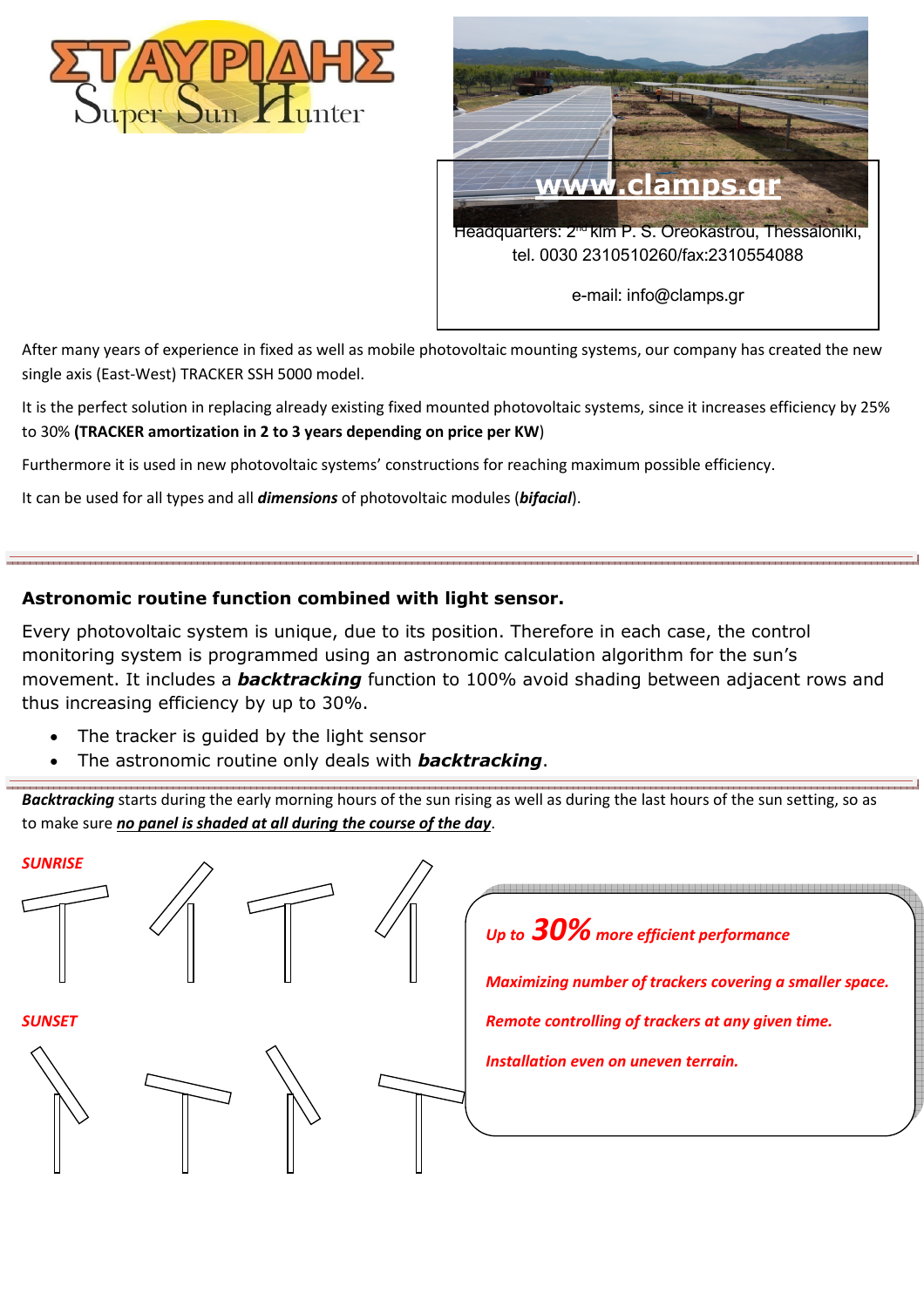# ΣΤΑΥΡΙΔΗΣ

Super Sun Hunter

**www.clamps.gr**

Headquarters: 2nd klm P. S. Oreokastrou, Thessaloniki,
tel. 0030 2310510260/fax:2310554088

e-mail: info@clamps.gr

After many years of experience in fixed as well as mobile photovoltaic mounting systems, our company has created the new single axis (East-West) TRACKER SSH 5000 model.

It is the perfect solution in replacing already existing fixed mounted photovoltaic systems, since it increases efficiency by 25% to 30% **(TRACKER amortization in 2 to 3 years depending on price per KW**)

Furthermore it is used in new photovoltaic systems' constructions for reaching maximum possible efficiency.

It can be used for all types and all ***dimensions*** of photovoltaic modules (***bifacial***).

---

### Astronomic routine function combined with light sensor.

Every photovoltaic system is unique, due to its position. Therefore in each case, the control monitoring system is programmed using an astronomic calculation algorithm for the sun's movement. It includes a ***backtracking*** function to 100% avoid shading between adjacent rows and thus increasing efficiency by up to 30%.

- The tracker is guided by the light sensor
- The astronomic routine only deals with ***backtracking***.

---

***Backtracking*** starts during the early morning hours of the sun rising as well as during the last hours of the sun setting, so as to make sure ***<u>no panel is shaded at all during the course of the day</u>***.

***SUNRISE***

***SUNSET***

***Up to 30% more efficient performance***

***Maximizing number of trackers covering a smaller space.***

***Remote controlling of trackers at any given time.***

***Installation even on uneven terrain.***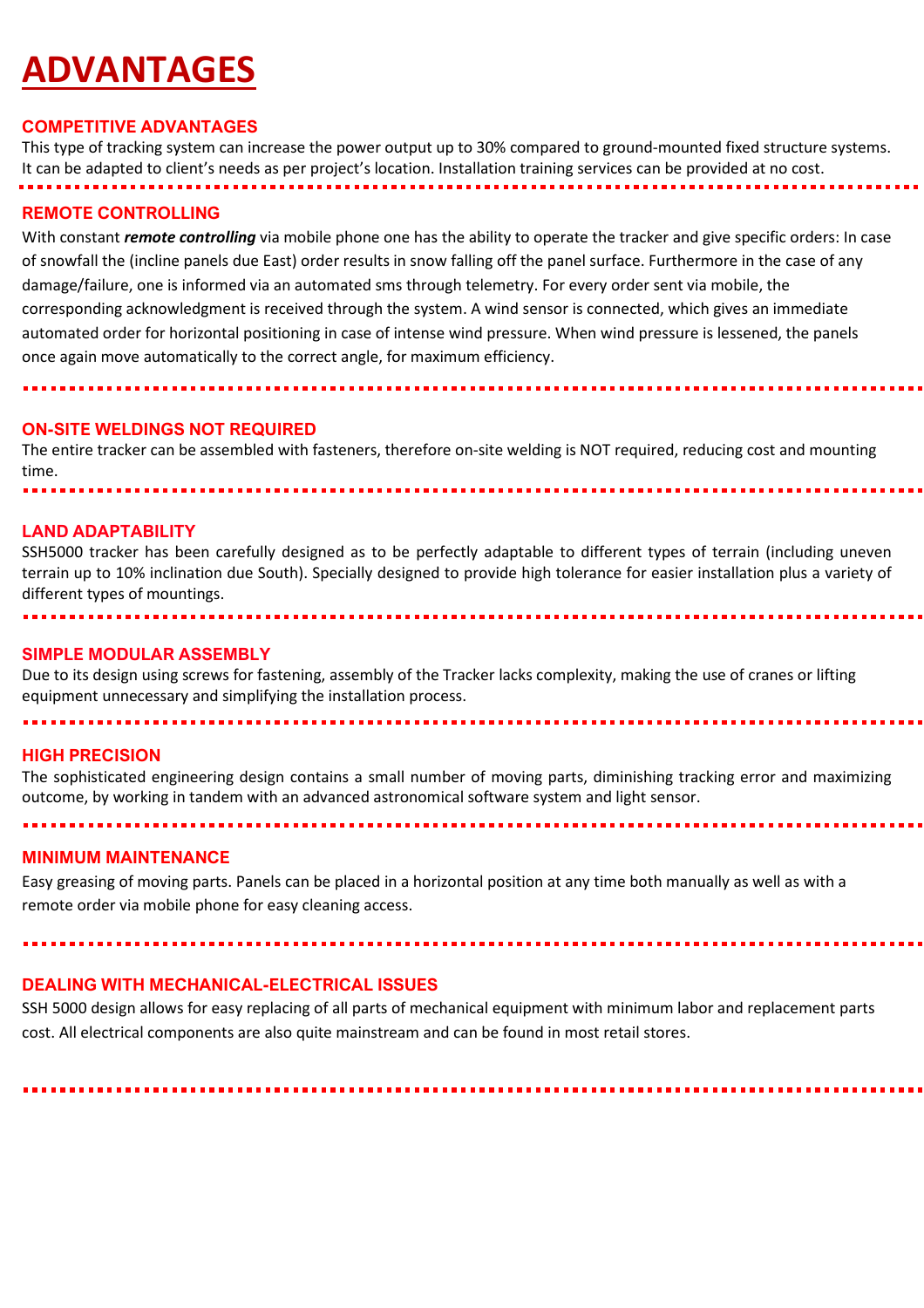# ADVANTAGES

## COMPETITIVE ADVANTAGES

This type of tracking system can increase the power output up to 30% compared to ground-mounted fixed structure systems. It can be adapted to client's needs as per project's location. Installation training services can be provided at no cost.

## REMOTE CONTROLLING

With constant ***remote controlling*** via mobile phone one has the ability to operate the tracker and give specific orders: In case of snowfall the (incline panels due East) order results in snow falling off the panel surface. Furthermore in the case of any damage/failure, one is informed via an automated sms through telemetry. For every order sent via mobile, the corresponding acknowledgment is received through the system. A wind sensor is connected, which gives an immediate automated order for horizontal positioning in case of intense wind pressure. When wind pressure is lessened, the panels once again move automatically to the correct angle, for maximum efficiency.

## ON-SITE WELDINGS NOT REQUIRED

The entire tracker can be assembled with fasteners, therefore on-site welding is NOT required, reducing cost and mounting time.

## LAND ADAPTABILITY

SSH5000 tracker has been carefully designed as to be perfectly adaptable to different types of terrain (including uneven terrain up to 10% inclination due South). Specially designed to provide high tolerance for easier installation plus a variety of different types of mountings.

## SIMPLE MODULAR ASSEMBLY

Due to its design using screws for fastening, assembly of the Tracker lacks complexity, making the use of cranes or lifting equipment unnecessary and simplifying the installation process.

## HIGH PRECISION

The sophisticated engineering design contains a small number of moving parts, diminishing tracking error and maximizing outcome, by working in tandem with an advanced astronomical software system and light sensor.

## MINIMUM MAINTENANCE

Easy greasing of moving parts. Panels can be placed in a horizontal position at any time both manually as well as with a remote order via mobile phone for easy cleaning access.

## DEALING WITH MECHANICAL-ELECTRICAL ISSUES

SSH 5000 design allows for easy replacing of all parts of mechanical equipment with minimum labor and replacement parts cost. All electrical components are also quite mainstream and can be found in most retail stores.